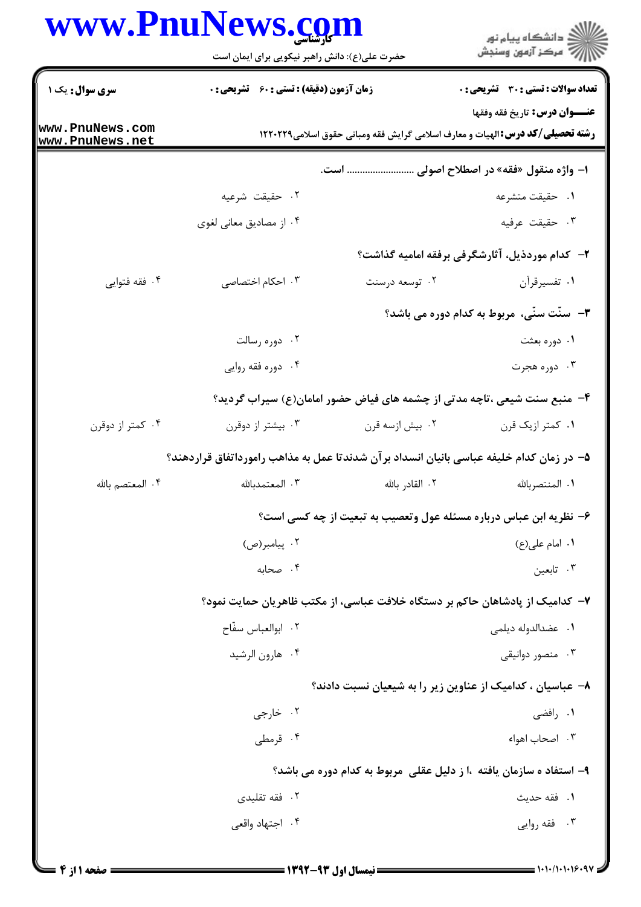**سری سوال:** یک ۱ | **زمان آزمون (دقیقه) : تستی : ۶۰ تشریحی : ۰** | **تعداد سوالات : تستی : ۳۰ تشریحی : ۰**

**عنـــوان درس:** تاریخ فقه وفقها

**رشته تحصیلی/کد درس:** الهیات و معارف اسلامی گرایش فقه ومبانی حقوق اسلامی۱۲۲۰۲۲۹

۱- واژه منقول «فقه» در اصطلاح اصولی ........................ است.

۱. حقیقت متشرعه
۲. حقیقت شرعیه
۳. حقیقت عرفیه
۴. از مصادیق معانی لغوی

۲- کدام موردذیل، آثارشگرفی برفقه امامیه گذاشت؟

۱. تفسیرقرآن
۲. توسعه درسنت
۳. احکام اختصاصی
۴. فقه فتوایی

۳- سنّت سنّی، مربوط به کدام دوره می باشد؟

۱. دوره بعثت
۲. دوره رسالت
۳. دوره هجرت
۴. دوره فقه روایی

۴- منبع سنت شیعی ،تاچه مدتی از چشمه های فیاض حضور امامان(ع) سیراب گردید؟

۱. کمتر ازیک قرن
۲. بیش ازسه قرن
۳. بیشتر از دوقرن
۴. کمتر از دوقرن

۵- در زمان کدام خلیفه عباسی بانیان انسداد برآن شدندتا عمل به مذاهب راموردانفاق قراردهند؟

۱. المنتصربالله
۲. القادر بالله
۳. المعتمدبالله
۴. المعتصم بالله

۶- نظریه ابن عباس درباره مسئله عول وتعصیب به تبعیت از چه کسی است؟

۱. امام علی(ع)
۲. پیامبر(ص)
۳. تابعین
۴. صحابه

۷- کدامیک از پادشاهان حاکم بر دستگاه خلافت عباسی، از مکتب ظاهریان حمایت نمود؟

۱. عضدالدوله دیلمی
۲. ابوالعباس سفّاح
۳. منصور دوانیقی
۴. هارون الرشید

۸- عباسیان ، کدامیک از عناوین زیر را به شیعیان نسبت دادند؟

۱. رافضی
۲. خارجی
۳. اصحاب اهواء
۴. قرمطی

۹- استفاد ه سازمان یافته ،ا ز دلیل عقلی مربوط به کدام دوره می باشد؟

۱. فقه حدیث
۲. فقه تقلیدی
۳. فقه روایی
۴. اجتهاد واقعی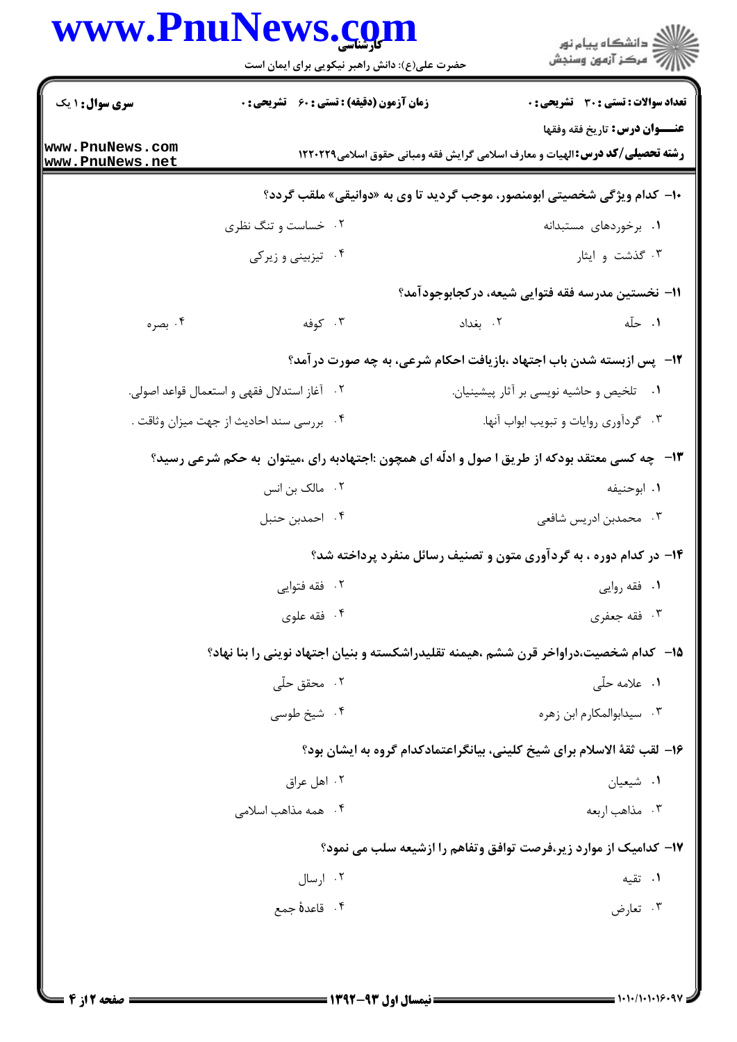۱۰- کدام ویژگی شخصیتی ابومنصور، موجب گردید تا وی به «دوانیقی» ملقب گردد؟

۱. برخوردهای مستبدانه
۲. خساست و تنگ نظری
۳. گذشت و ایثار
۴. تیزبینی و زیرکی

۱۱- نخستین مدرسه فقه فتوایی شیعه، درکجابوجودآمد؟

۱. حلّه
۲. بغداد
۳. کوفه
۴. بصره

۱۲- پس ازبسته شدن باب اجتهاد ،بازیافت احکام شرعی، به چه صورت درآمد؟

۱. تلخیص و حاشیه نویسی بر آثار پیشینیان.
۲. آغاز استدلال فقهی و استعمال قواعد اصولی.
۳. گردآوری روایات و تبویب ابواب آنها.
۴. بررسی سند احادیث از جهت میزان وثاقت .

۱۳- چه کسی معتقد بودکه از طریق ا صول و ادلّه ای همچون :اجتهادبه رای ،میتوان به حکم شرعی رسید؟

۱. ابوحنیفه
۲. مالک بن انس
۳. محمدبن ادریس شافعی
۴. احمدبن حنبل

۱۴- در کدام دوره ، به گردآوری متون و تصنیف رسائل منفرد پرداخته شد؟

۱. فقه روایی
۲. فقه فتوایی
۳. فقه جعفری
۴. فقه علوی

۱۵- کدام شخصیت،دراواخر قرن ششم ،هیمنه تقلیدراشکسته و بنیان اجتهاد نوینی را بنا نهاد؟

۱. علامه حلّی
۲. محقق حلّی
۳. سیدابوالمکارم ابن زهره
۴. شیخ طوسی

۱۶- لقب ثقة الاسلام برای شیخ کلینی، بیانگراعتمادکدام گروه به ایشان بود؟

۱. شیعیان
۲. اهل عراق
۳. مذاهب اربعه
۴. همه مذاهب اسلامی

۱۷- کدامیک از موارد زیر،فرصت توافق وتفاهم را ازشیعه سلب می نمود؟

۱. تقیه
۲. ارسال
۳. تعارض
۴. قاعدهٔ جمع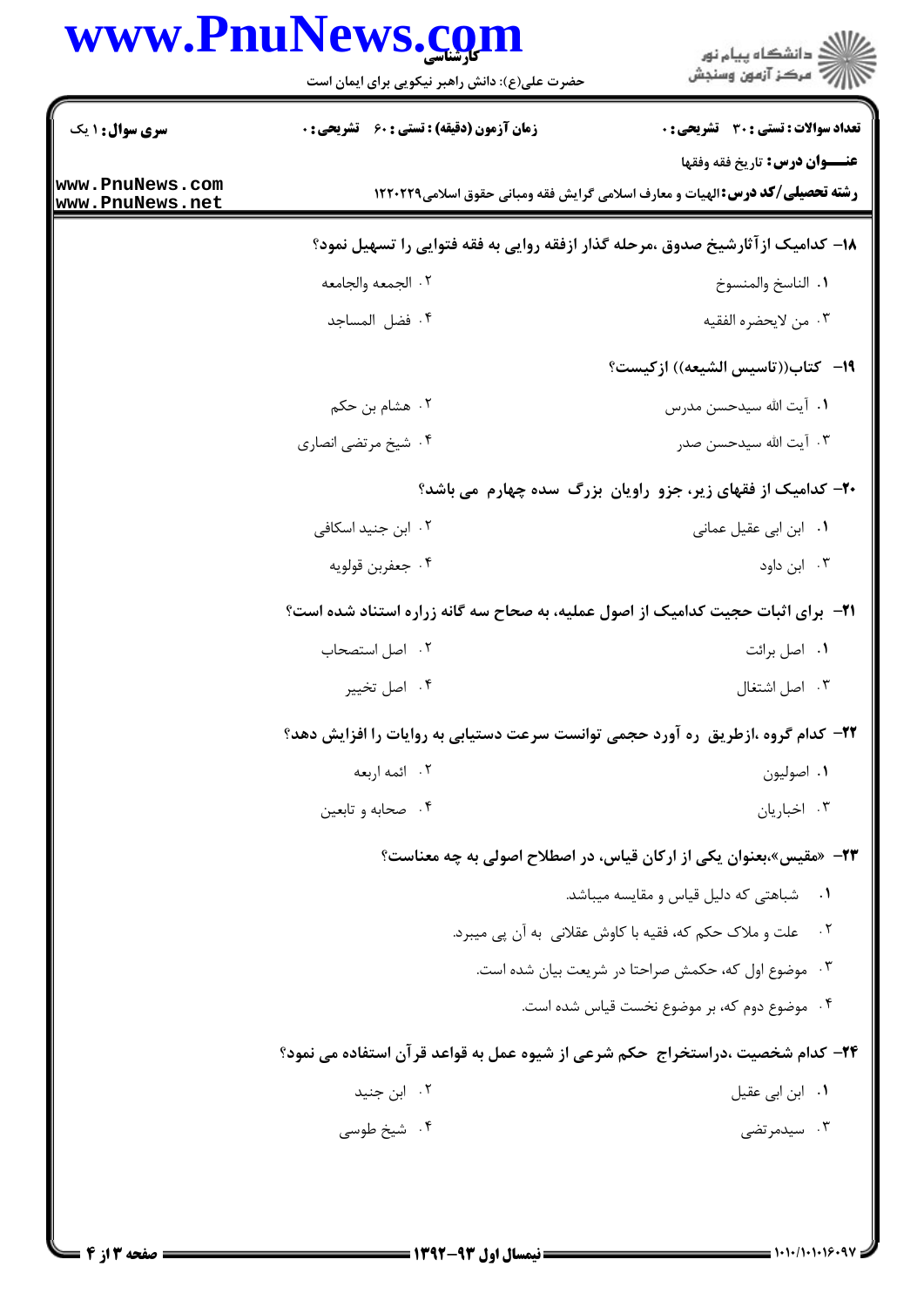**سری سوال:** ۱ یک

**زمان آزمون (دقیقه) : تستی :** ۶۰ **تشریحی :** ۰

**تعداد سوالات : تستی :** ۳۰ **تشریحی :** ۰

**عنـــوان درس:** تاریخ فقه وفقها

**رشته تحصیلی/کد درس:** الهیات و معارف اسلامی گرایش فقه ومبانی حقوق اسلامی۱۲۲۰۲۲۹

۱۸- کدامیک ازآثارشیخ صدوق ،مرحله گذار ازفقه روایی به فقه فتوایی را تسهیل نمود؟

۱. الناسخ والمنسوخ
۲. الجمعه والجامعه
۳. من لایحضره الفقیه
۴. فضل المساجد

۱۹- کتاب((تاسیس الشیعه)) ازکیست؟

۱. آیت الله سیدحسن مدرس
۲. هشام بن حکم
۳. آیت الله سیدحسن صدر
۴. شیخ مرتضی انصاری

۲۰- کدامیک از فقهای زیر، جزو راویان بزرگ سده چهارم می باشد؟

۱. ابن ابی عقیل عمانی
۲. ابن جنید اسکافی
۳. ابن داود
۴. جعفربن قولویه

۲۱- برای اثبات حجیت کدامیک از اصول عملیه، به صحاح سه گانه زراره استناد شده است؟

۱. اصل برائت
۲. اصل استصحاب
۳. اصل اشتغال
۴. اصل تخییر

۲۲- کدام گروه ،ازطریق ره آورد حجمی توانست سرعت دستیابی به روایات را افزایش دهد؟

۱. اصولیون
۲. ائمه اربعه
۳. اخباریان
۴. صحابه و تابعین

۲۳- «مقیس»،بعنوان یکی از ارکان قیاس، در اصطلاح اصولی به چه معناست؟

۱. شباهتی که دلیل قیاس و مقایسه میباشد.
۲. علت و ملاک حکم که، فقیه با کاوش عقلانی به آن پی میبرد.
۳. موضوع اول که، حکمش صراحتا در شریعت بیان شده است.
۴. موضوع دوم که، بر موضوع نخست قیاس شده است.

۲۴- کدام شخصیت ،دراستخراج حکم شرعی از شیوه عمل به قواعد قرآن استفاده می نمود؟

۱. ابن ابی عقیل
۲. ابن جنید
۳. سیدمرتضی
۴. شیخ طوسی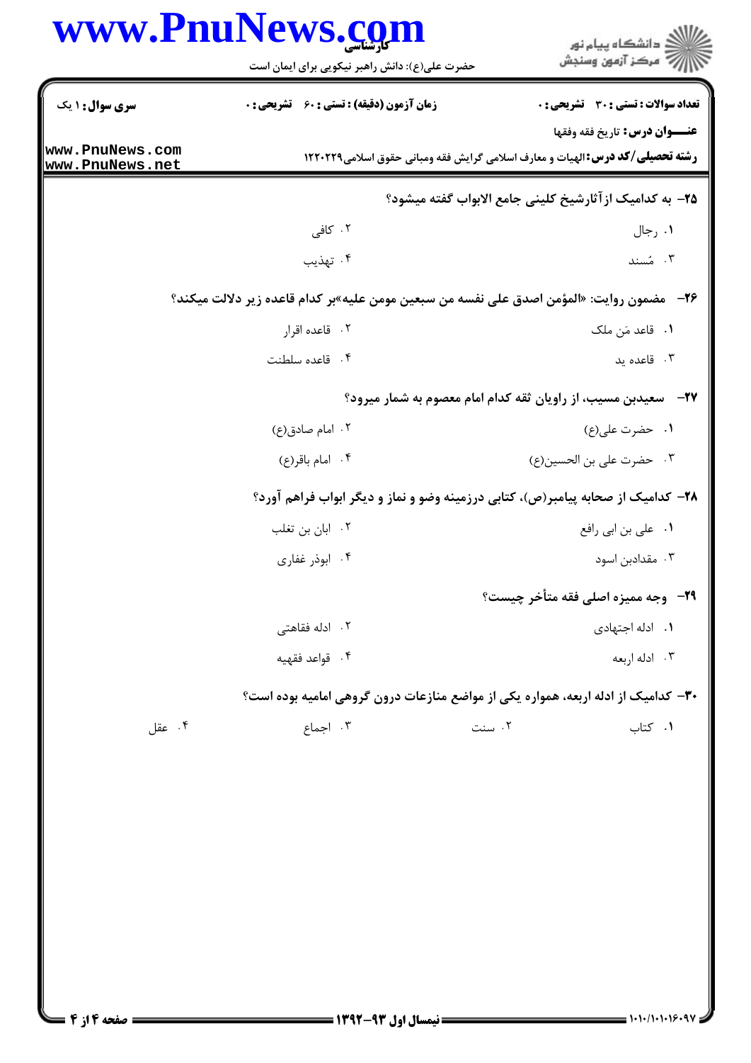**تعداد سوالات : تستی : ۳۰ تشریحی : ۰**

**زمان آزمون (دقیقه) : تستی : ۶۰ تشریحی : ۰**

**سری سوال : ۱ یک**

**عنـــوان درس :** تاریخ فقه وفقها

**رشته تحصیلی/کد درس :** الهیات و معارف اسلامی گرایش فقه ومبانی حقوق اسلامی۱۲۲۰۲۲۹

**۲۵- به کدامیک از آثارشیخ کلینی جامع الابواب گفته میشود؟**

۱. رجال

۲. کافی

۳. مُسند

۴. تهذیب

**۲۶- مضمون روایت: «المؤمن اصدق علی نفسه من سبعین مومن علیه»بر کدام قاعده زیر دلالت میکند؟**

۱. قاعد مَن ملک

۲. قاعده اقرار

۳. قاعده ید

۴. قاعده سلطنت

**۲۷- سعیدبن مسیب، از راویان ثقه کدام امام معصوم به شمار میرود؟**

۱. حضرت علی(ع)

۲. امام صادق(ع)

۳. حضرت علی بن الحسین(ع)

۴. امام باقر(ع)

**۲۸- کدامیک از صحابه پیامبر(ص)، کتابی درزمینه وضو و نماز و دیگر ابواب فراهم آورد؟**

۱. علی بن ابی رافع

۲. ابان بن تغلب

۳. مقدادبن اسود

۴. ابوذر غفاری

**۲۹- وجه ممیزه اصلی فقه متأخر چیست؟**

۱. ادله اجتهادی

۲. ادله فقاهتی

۳. ادله اربعه

۴. قواعد فقهیه

**۳۰- کدامیک از ادله اربعه، همواره یکی از مواضع منازعات درون گروهی امامیه بوده است؟**

۱. کتاب

۲. سنت

۳. اجماع

۴. عقل